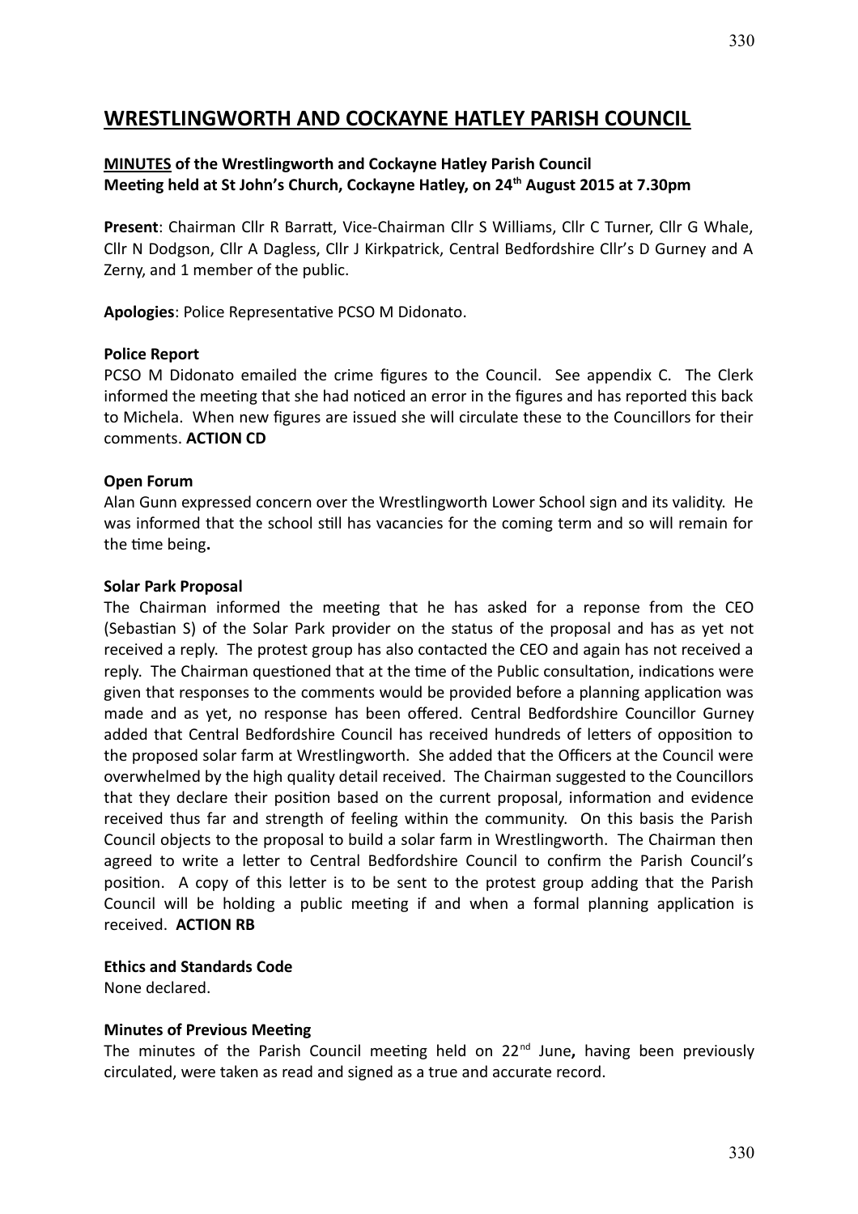# WRESTLINGWORTH AND COCKAYNE HATLEY PARISH COUNCIL

**MINUTES of the Wrestlingworth and Cockayne Hatley Parish Council Meeting held at St John's Church, Cockayne Hatley, on 24th August 2015 at 7.30pm**

**Present**: Chairman Cllr R Barratt, Vice-Chairman Cllr S Williams, Cllr C Turner, Cllr G Whale, Cllr N Dodgson, Cllr A Dagless, Cllr J Kirkpatrick, Central Bedfordshire Cllr's D Gurney and A Zerny, and 1 member of the public.

**Apologies**: Police Representative PCSO M Didonato.

**Police Report**

PCSO M Didonato emailed the crime figures to the Council. See appendix C. The Clerk informed the meeting that she had noticed an error in the figures and has reported this back to Michela. When new figures are issued she will circulate these to the Councillors for their comments. **ACTION CD**

**Open Forum**

Alan Gunn expressed concern over the Wrestlingworth Lower School sign and its validity. He was informed that the school still has vacancies for the coming term and so will remain for the time being**.**

**Solar Park Proposal**

The Chairman informed the meeting that he has asked for a reponse from the CEO (Sebastian S) of the Solar Park provider on the status of the proposal and has as yet not received a reply. The protest group has also contacted the CEO and again has not received a reply. The Chairman questioned that at the time of the Public consultation, indications were given that responses to the comments would be provided before a planning application was made and as yet, no response has been offered. Central Bedfordshire Councillor Gurney added that Central Bedfordshire Council has received hundreds of letters of opposition to the proposed solar farm at Wrestlingworth. She added that the Officers at the Council were overwhelmed by the high quality detail received. The Chairman suggested to the Councillors that they declare their position based on the current proposal, information and evidence received thus far and strength of feeling within the community. On this basis the Parish Council objects to the proposal to build a solar farm in Wrestlingworth. The Chairman then agreed to write a letter to Central Bedfordshire Council to confirm the Parish Council's position. A copy of this letter is to be sent to the protest group adding that the Parish Council will be holding a public meeting if and when a formal planning application is received. **ACTION RB**

**Ethics and Standards Code**

None declared.

**Minutes of Previous Meeting**

The minutes of the Parish Council meeting held on 22nd June**,** having been previously circulated, were taken as read and signed as a true and accurate record.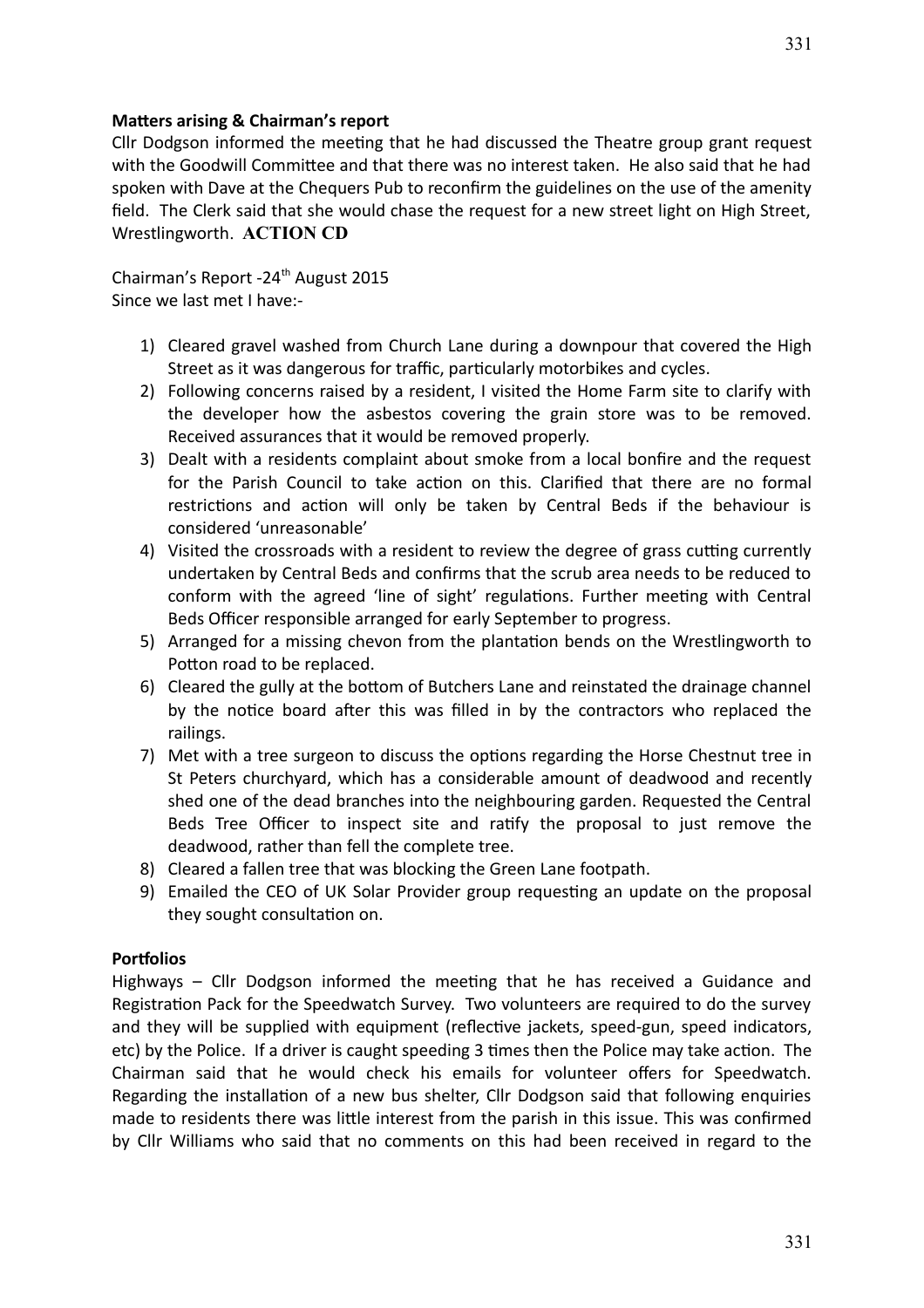**Matters arising & Chairman's report**

Cllr Dodgson informed the meeting that he had discussed the Theatre group grant request with the Goodwill Committee and that there was no interest taken. He also said that he had spoken with Dave at the Chequers Pub to reconfirm the guidelines on the use of the amenity field. The Clerk said that she would chase the request for a new street light on High Street, Wrestlingworth. **ACTION CD**

Chairman's Report -24th August 2015
Since we last met I have:-

1) Cleared gravel washed from Church Lane during a downpour that covered the High Street as it was dangerous for traffic, particularly motorbikes and cycles.
2) Following concerns raised by a resident, I visited the Home Farm site to clarify with the developer how the asbestos covering the grain store was to be removed. Received assurances that it would be removed properly.
3) Dealt with a residents complaint about smoke from a local bonfire and the request for the Parish Council to take action on this. Clarified that there are no formal restrictions and action will only be taken by Central Beds if the behaviour is considered 'unreasonable'
4) Visited the crossroads with a resident to review the degree of grass cutting currently undertaken by Central Beds and confirms that the scrub area needs to be reduced to conform with the agreed 'line of sight' regulations. Further meeting with Central Beds Officer responsible arranged for early September to progress.
5) Arranged for a missing chevon from the plantation bends on the Wrestlingworth to Potton road to be replaced.
6) Cleared the gully at the bottom of Butchers Lane and reinstated the drainage channel by the notice board after this was filled in by the contractors who replaced the railings.
7) Met with a tree surgeon to discuss the options regarding the Horse Chestnut tree in St Peters churchyard, which has a considerable amount of deadwood and recently shed one of the dead branches into the neighbouring garden. Requested the Central Beds Tree Officer to inspect site and ratify the proposal to just remove the deadwood, rather than fell the complete tree.
8) Cleared a fallen tree that was blocking the Green Lane footpath.
9) Emailed the CEO of UK Solar Provider group requesting an update on the proposal they sought consultation on.

**Portfolios**

Highways – Cllr Dodgson informed the meeting that he has received a Guidance and Registration Pack for the Speedwatch Survey. Two volunteers are required to do the survey and they will be supplied with equipment (reflective jackets, speed-gun, speed indicators, etc) by the Police. If a driver is caught speeding 3 times then the Police may take action. The Chairman said that he would check his emails for volunteer offers for Speedwatch. Regarding the installation of a new bus shelter, Cllr Dodgson said that following enquiries made to residents there was little interest from the parish in this issue. This was confirmed by Cllr Williams who said that no comments on this had been received in regard to the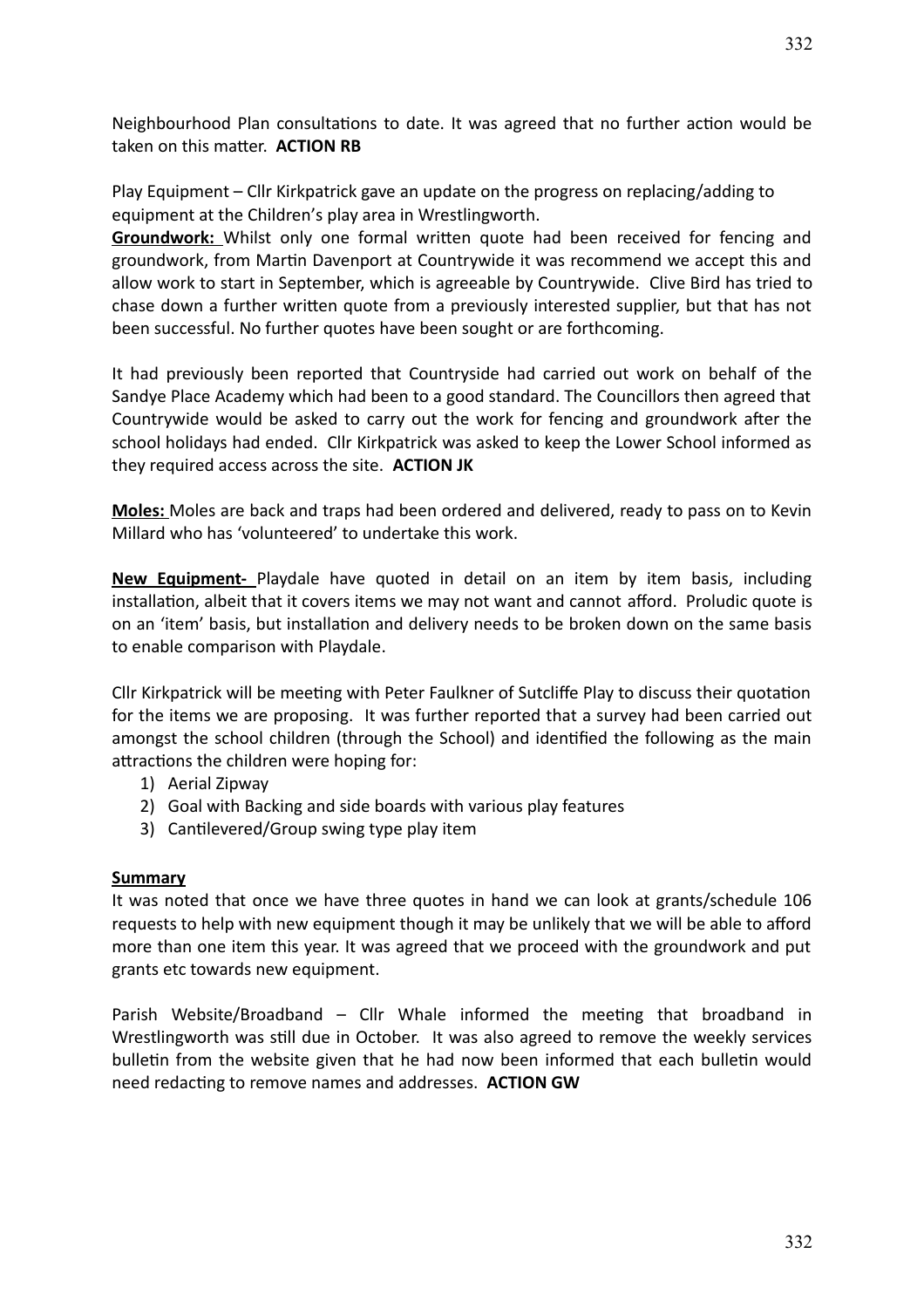Neighbourhood Plan consultations to date. It was agreed that no further action would be taken on this matter. **ACTION RB**

Play Equipment – Cllr Kirkpatrick gave an update on the progress on replacing/adding to equipment at the Children's play area in Wrestlingworth.

**Groundwork:** Whilst only one formal written quote had been received for fencing and groundwork, from Martin Davenport at Countrywide it was recommend we accept this and allow work to start in September, which is agreeable by Countrywide. Clive Bird has tried to chase down a further written quote from a previously interested supplier, but that has not been successful. No further quotes have been sought or are forthcoming.

It had previously been reported that Countryside had carried out work on behalf of the Sandye Place Academy which had been to a good standard. The Councillors then agreed that Countrywide would be asked to carry out the work for fencing and groundwork after the school holidays had ended. Cllr Kirkpatrick was asked to keep the Lower School informed as they required access across the site. **ACTION JK**

**Moles:** Moles are back and traps had been ordered and delivered, ready to pass on to Kevin Millard who has 'volunteered' to undertake this work.

**New Equipment-** Playdale have quoted in detail on an item by item basis, including installation, albeit that it covers items we may not want and cannot afford. Proludic quote is on an 'item' basis, but installation and delivery needs to be broken down on the same basis to enable comparison with Playdale.

Cllr Kirkpatrick will be meeting with Peter Faulkner of Sutcliffe Play to discuss their quotation for the items we are proposing. It was further reported that a survey had been carried out amongst the school children (through the School) and identified the following as the main attractions the children were hoping for:

1) Aerial Zipway
2) Goal with Backing and side boards with various play features
3) Cantilevered/Group swing type play item

**Summary**

It was noted that once we have three quotes in hand we can look at grants/schedule 106 requests to help with new equipment though it may be unlikely that we will be able to afford more than one item this year. It was agreed that we proceed with the groundwork and put grants etc towards new equipment.

Parish Website/Broadband – Cllr Whale informed the meeting that broadband in Wrestlingworth was still due in October. It was also agreed to remove the weekly services bulletin from the website given that he had now been informed that each bulletin would need redacting to remove names and addresses. **ACTION GW**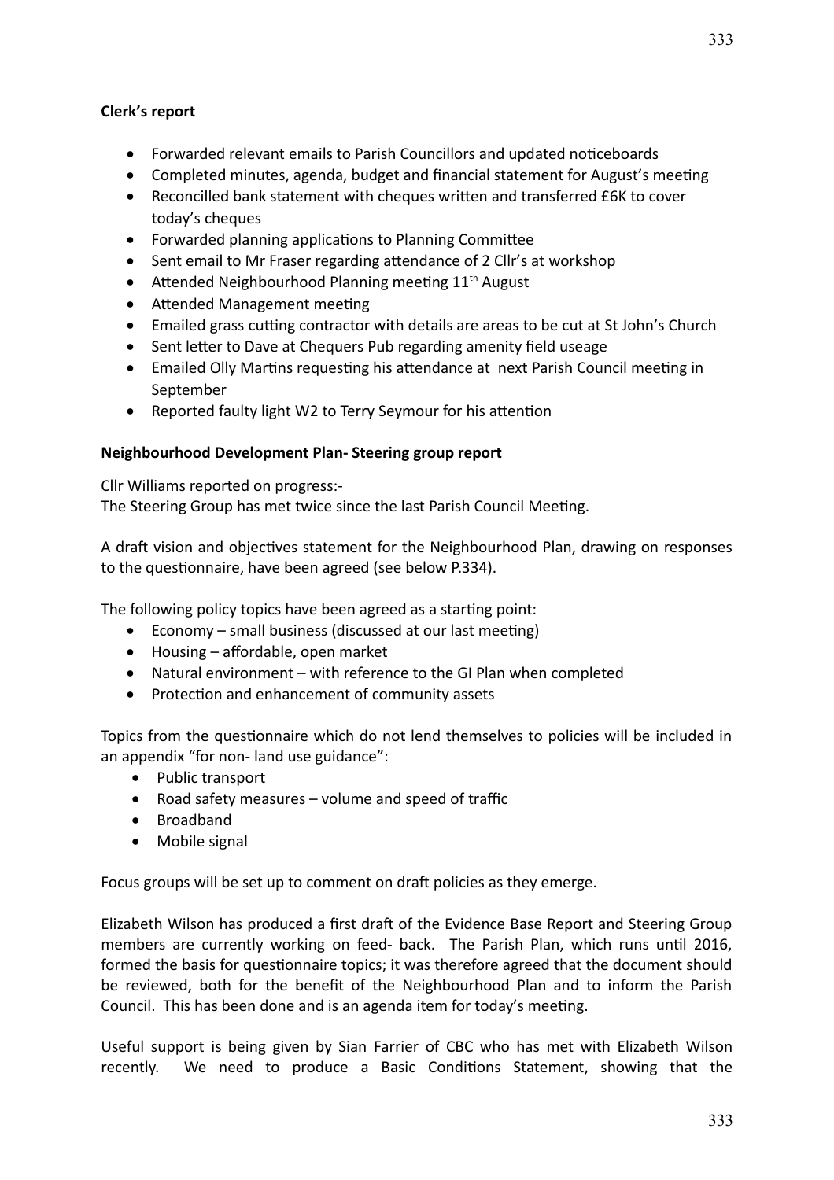**Clerk's report**

- Forwarded relevant emails to Parish Councillors and updated noticeboards
- Completed minutes, agenda, budget and financial statement for August's meeting
- Reconcilled bank statement with cheques written and transferred £6K to cover today's cheques
- Forwarded planning applications to Planning Committee
- Sent email to Mr Fraser regarding attendance of 2 Cllr's at workshop
- Attended Neighbourhood Planning meeting 11th August
- Attended Management meeting
- Emailed grass cutting contractor with details are areas to be cut at St John's Church
- Sent letter to Dave at Chequers Pub regarding amenity field useage
- Emailed Olly Martins requesting his attendance at next Parish Council meeting in September
- Reported faulty light W2 to Terry Seymour for his attention

**Neighbourhood Development Plan- Steering group report**

Cllr Williams reported on progress:-
The Steering Group has met twice since the last Parish Council Meeting.

A draft vision and objectives statement for the Neighbourhood Plan, drawing on responses to the questionnaire, have been agreed (see below P.334).

The following policy topics have been agreed as a starting point:

- Economy – small business (discussed at our last meeting)
- Housing – affordable, open market
- Natural environment – with reference to the GI Plan when completed
- Protection and enhancement of community assets

Topics from the questionnaire which do not lend themselves to policies will be included in an appendix "for non- land use guidance":

- Public transport
- Road safety measures – volume and speed of traffic
- Broadband
- Mobile signal

Focus groups will be set up to comment on draft policies as they emerge.

Elizabeth Wilson has produced a first draft of the Evidence Base Report and Steering Group members are currently working on feed- back. The Parish Plan, which runs until 2016, formed the basis for questionnaire topics; it was therefore agreed that the document should be reviewed, both for the benefit of the Neighbourhood Plan and to inform the Parish Council. This has been done and is an agenda item for today's meeting.

Useful support is being given by Sian Farrier of CBC who has met with Elizabeth Wilson recently. We need to produce a Basic Conditions Statement, showing that the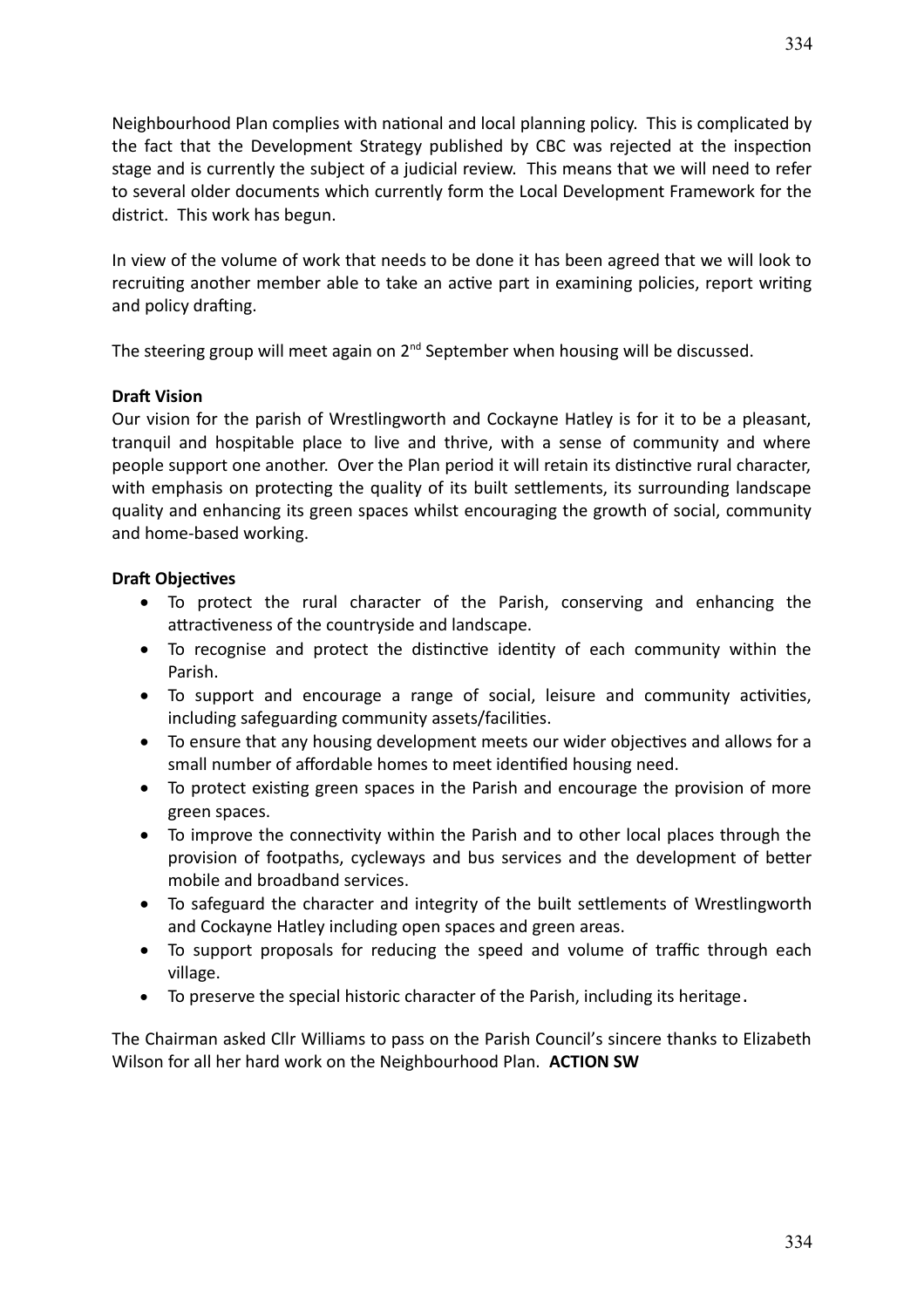Neighbourhood Plan complies with national and local planning policy. This is complicated by the fact that the Development Strategy published by CBC was rejected at the inspection stage and is currently the subject of a judicial review. This means that we will need to refer to several older documents which currently form the Local Development Framework for the district. This work has begun.

In view of the volume of work that needs to be done it has been agreed that we will look to recruiting another member able to take an active part in examining policies, report writing and policy drafting.

The steering group will meet again on 2nd September when housing will be discussed.

**Draft Vision**
Our vision for the parish of Wrestlingworth and Cockayne Hatley is for it to be a pleasant, tranquil and hospitable place to live and thrive, with a sense of community and where people support one another. Over the Plan period it will retain its distinctive rural character, with emphasis on protecting the quality of its built settlements, its surrounding landscape quality and enhancing its green spaces whilst encouraging the growth of social, community and home-based working.

**Draft Objectives**

- To protect the rural character of the Parish, conserving and enhancing the attractiveness of the countryside and landscape.
- To recognise and protect the distinctive identity of each community within the Parish.
- To support and encourage a range of social, leisure and community activities, including safeguarding community assets/facilities.
- To ensure that any housing development meets our wider objectives and allows for a small number of affordable homes to meet identified housing need.
- To protect existing green spaces in the Parish and encourage the provision of more green spaces.
- To improve the connectivity within the Parish and to other local places through the provision of footpaths, cycleways and bus services and the development of better mobile and broadband services.
- To safeguard the character and integrity of the built settlements of Wrestlingworth and Cockayne Hatley including open spaces and green areas.
- To support proposals for reducing the speed and volume of traffic through each village.
- To preserve the special historic character of the Parish, including its heritage.

The Chairman asked Cllr Williams to pass on the Parish Council's sincere thanks to Elizabeth Wilson for all her hard work on the Neighbourhood Plan. **ACTION SW**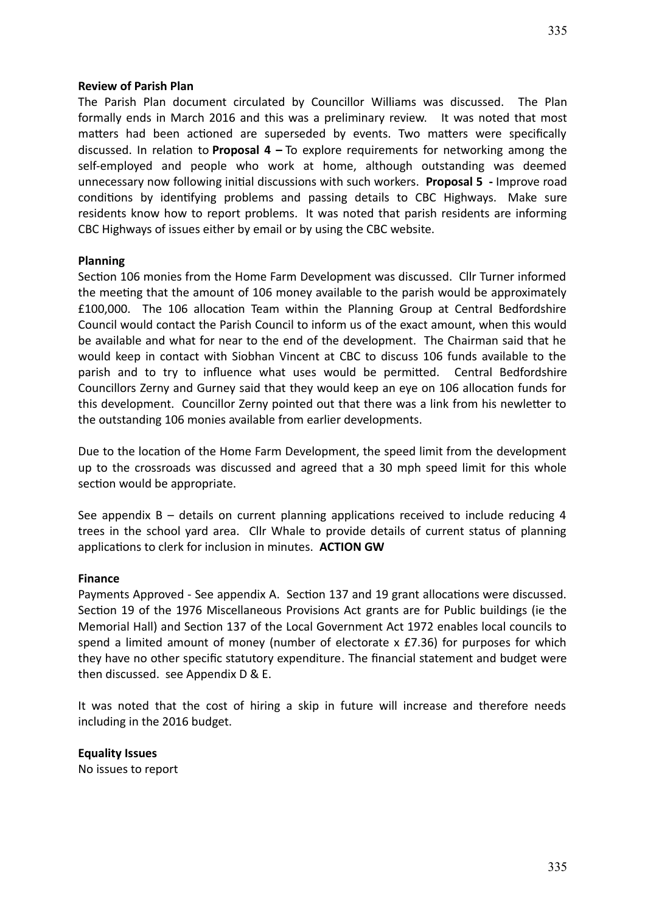**Review of Parish Plan**

The Parish Plan document circulated by Councillor Williams was discussed. The Plan formally ends in March 2016 and this was a preliminary review. It was noted that most matters had been actioned are superseded by events. Two matters were specifically discussed. In relation to **Proposal 4 –** To explore requirements for networking among the self-employed and people who work at home, although outstanding was deemed unnecessary now following initial discussions with such workers. **Proposal 5 -** Improve road conditions by identifying problems and passing details to CBC Highways. Make sure residents know how to report problems. It was noted that parish residents are informing CBC Highways of issues either by email or by using the CBC website.

**Planning**

Section 106 monies from the Home Farm Development was discussed. Cllr Turner informed the meeting that the amount of 106 money available to the parish would be approximately £100,000. The 106 allocation Team within the Planning Group at Central Bedfordshire Council would contact the Parish Council to inform us of the exact amount, when this would be available and what for near to the end of the development. The Chairman said that he would keep in contact with Siobhan Vincent at CBC to discuss 106 funds available to the parish and to try to influence what uses would be permitted. Central Bedfordshire Councillors Zerny and Gurney said that they would keep an eye on 106 allocation funds for this development. Councillor Zerny pointed out that there was a link from his newletter to the outstanding 106 monies available from earlier developments.

Due to the location of the Home Farm Development, the speed limit from the development up to the crossroads was discussed and agreed that a 30 mph speed limit for this whole section would be appropriate.

See appendix B – details on current planning applications received to include reducing 4 trees in the school yard area. Cllr Whale to provide details of current status of planning applications to clerk for inclusion in minutes. **ACTION GW**

**Finance**

Payments Approved - See appendix A. Section 137 and 19 grant allocations were discussed. Section 19 of the 1976 Miscellaneous Provisions Act grants are for Public buildings (ie the Memorial Hall) and Section 137 of the Local Government Act 1972 enables local councils to spend a limited amount of money (number of electorate x £7.36) for purposes for which they have no other specific statutory expenditure. The financial statement and budget were then discussed. see Appendix D & E.

It was noted that the cost of hiring a skip in future will increase and therefore needs including in the 2016 budget.

**Equality Issues**

No issues to report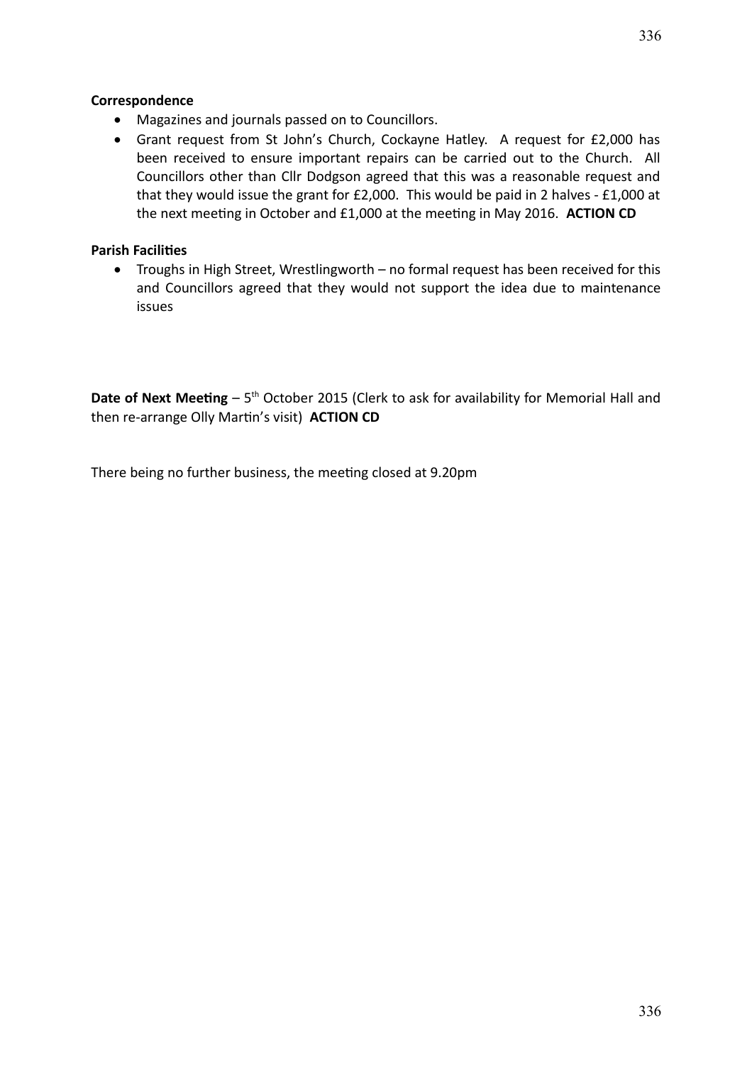**Correspondence**

- Magazines and journals passed on to Councillors.
- Grant request from St John's Church, Cockayne Hatley. A request for £2,000 has been received to ensure important repairs can be carried out to the Church. All Councillors other than Cllr Dodgson agreed that this was a reasonable request and that they would issue the grant for £2,000. This would be paid in 2 halves - £1,000 at the next meeting in October and £1,000 at the meeting in May 2016. **ACTION CD**

**Parish Facilities**

- Troughs in High Street, Wrestlingworth – no formal request has been received for this and Councillors agreed that they would not support the idea due to maintenance issues

**Date of Next Meeting** – 5th October 2015 (Clerk to ask for availability for Memorial Hall and then re-arrange Olly Martin's visit) **ACTION CD**

There being no further business, the meeting closed at 9.20pm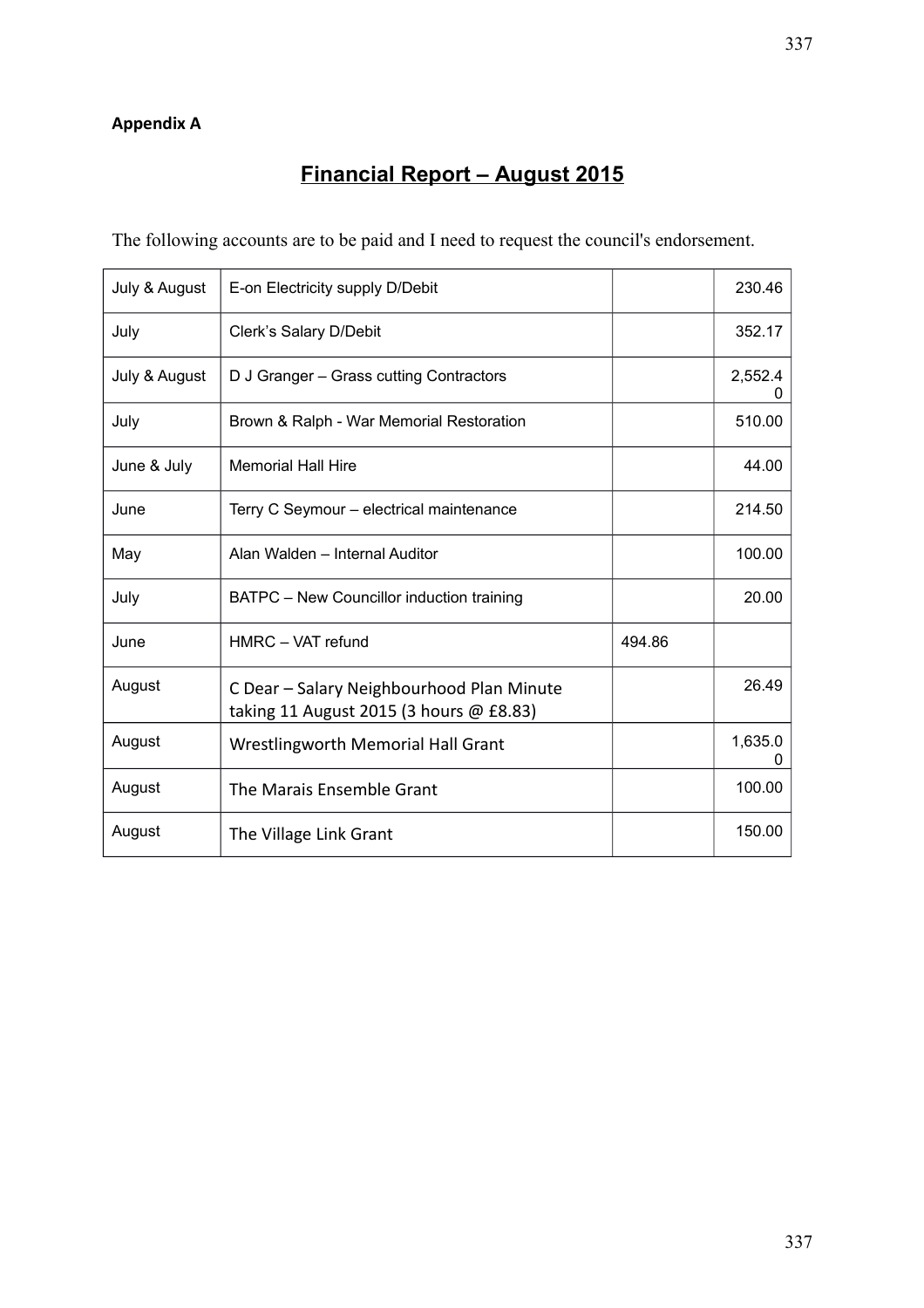**Appendix A**

# Financial Report – August 2015

The following accounts are to be paid and I need to request the council's endorsement.

| | | | |
|---|---|---|---|
| July & August | E-on Electricity supply D/Debit | | 230.46 |
| July | Clerk's Salary D/Debit | | 352.17 |
| July & August | D J Granger – Grass cutting Contractors | | 2,552.40 |
| July | Brown & Ralph - War Memorial Restoration | | 510.00 |
| June & July | Memorial Hall Hire | | 44.00 |
| June | Terry C Seymour – electrical maintenance | | 214.50 |
| May | Alan Walden – Internal Auditor | | 100.00 |
| July | BATPC – New Councillor induction training | | 20.00 |
| June | HMRC – VAT refund | 494.86 | |
| August | C Dear – Salary Neighbourhood Plan Minute taking 11 August 2015 (3 hours @ £8.83) | | 26.49 |
| August | Wrestlingworth Memorial Hall Grant | | 1,635.00 |
| August | The Marais Ensemble Grant | | 100.00 |
| August | The Village Link Grant | | 150.00 |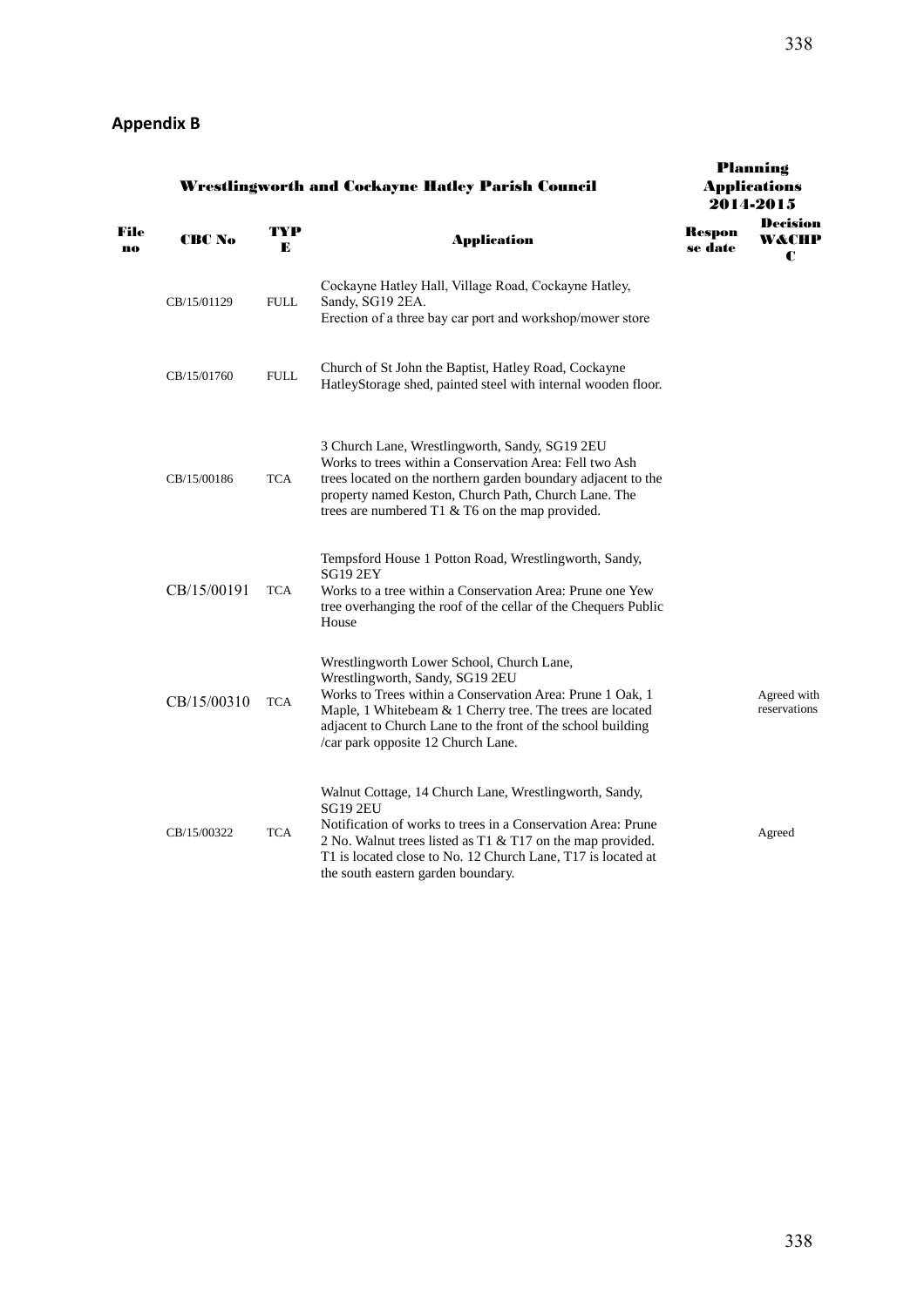## Appendix B

| File no | CBC No | TYPE | Application | Response date | Decision W&CHPC |
|---|---|---|---|---|---|
| | | | **Wrestlingworth and Cockayne Hatley Parish Council** | **Planning Applications 2014-2015** | |
| | CB/15/01129 | FULL | Cockayne Hatley Hall, Village Road, Cockayne Hatley, Sandy, SG19 2EA. Erection of a three bay car port and workshop/mower store | | |
| | CB/15/01760 | FULL | Church of St John the Baptist, Hatley Road, Cockayne HatleyStorage shed, painted steel with internal wooden floor. | | |
| | CB/15/00186 | TCA | 3 Church Lane, Wrestlingworth, Sandy, SG19 2EU Works to trees within a Conservation Area: Fell two Ash trees located on the northern garden boundary adjacent to the property named Keston, Church Path, Church Lane. The trees are numbered T1 & T6 on the map provided. | | |
| | CB/15/00191 | TCA | Tempsford House 1 Potton Road, Wrestlingworth, Sandy, SG19 2EY Works to a tree within a Conservation Area: Prune one Yew tree overhanging the roof of the cellar of the Chequers Public House | | |
| | CB/15/00310 | TCA | Wrestlingworth Lower School, Church Lane, Wrestlingworth, Sandy, SG19 2EU Works to Trees within a Conservation Area: Prune 1 Oak, 1 Maple, 1 Whitebeam & 1 Cherry tree. The trees are located adjacent to Church Lane to the front of the school building /car park opposite 12 Church Lane. | | Agreed with reservations |
| | CB/15/00322 | TCA | Walnut Cottage, 14 Church Lane, Wrestlingworth, Sandy, SG19 2EU Notification of works to trees in a Conservation Area: Prune 2 No. Walnut trees listed as T1 & T17 on the map provided. T1 is located close to No. 12 Church Lane, T17 is located at the south eastern garden boundary. | | Agreed |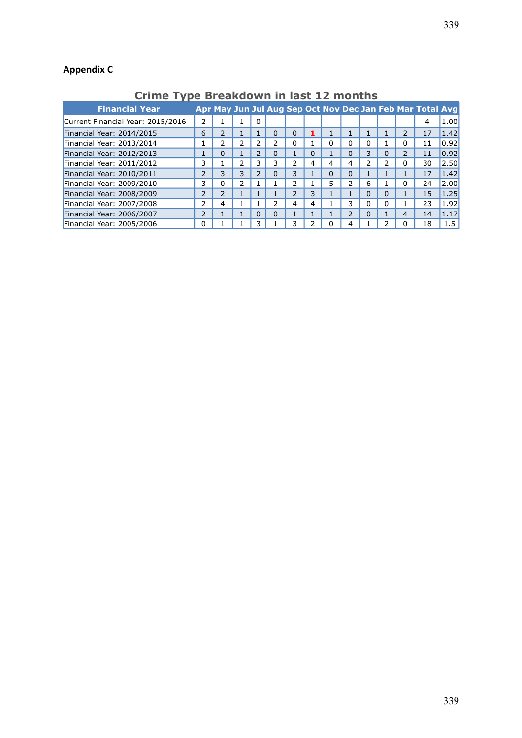**Appendix C**

## Crime Type Breakdown in last 12 months

| Financial Year | Apr | May | Jun | Jul | Aug | Sep | Oct | Nov | Dec | Jan | Feb | Mar | Total | Avg |
|---|---|---|---|---|---|---|---|---|---|---|---|---|---|---|
| Current Financial Year: 2015/2016 | 2 | 1 | 1 | 0 | | | | | | | | | 4 | 1.00 |
| Financial Year: 2014/2015 | 6 | 2 | 1 | 1 | 0 | 0 | 1 | 1 | 1 | 1 | 1 | 2 | 17 | 1.42 |
| Financial Year: 2013/2014 | 1 | 2 | 2 | 2 | 2 | 0 | 1 | 0 | 0 | 0 | 1 | 0 | 11 | 0.92 |
| Financial Year: 2012/2013 | 1 | 0 | 1 | 2 | 0 | 1 | 0 | 1 | 0 | 3 | 0 | 2 | 11 | 0.92 |
| Financial Year: 2011/2012 | 3 | 1 | 2 | 3 | 3 | 2 | 4 | 4 | 4 | 2 | 2 | 0 | 30 | 2.50 |
| Financial Year: 2010/2011 | 2 | 3 | 3 | 2 | 0 | 3 | 1 | 0 | 0 | 1 | 1 | 1 | 17 | 1.42 |
| Financial Year: 2009/2010 | 3 | 0 | 2 | 1 | 1 | 2 | 1 | 5 | 2 | 6 | 1 | 0 | 24 | 2.00 |
| Financial Year: 2008/2009 | 2 | 2 | 1 | 1 | 1 | 2 | 3 | 1 | 1 | 0 | 0 | 1 | 15 | 1.25 |
| Financial Year: 2007/2008 | 2 | 4 | 1 | 1 | 2 | 4 | 4 | 1 | 3 | 0 | 0 | 1 | 23 | 1.92 |
| Financial Year: 2006/2007 | 2 | 1 | 1 | 0 | 0 | 1 | 1 | 1 | 2 | 0 | 1 | 4 | 14 | 1.17 |
| Financial Year: 2005/2006 | 0 | 1 | 1 | 3 | 1 | 3 | 2 | 0 | 4 | 1 | 2 | 0 | 18 | 1.5 |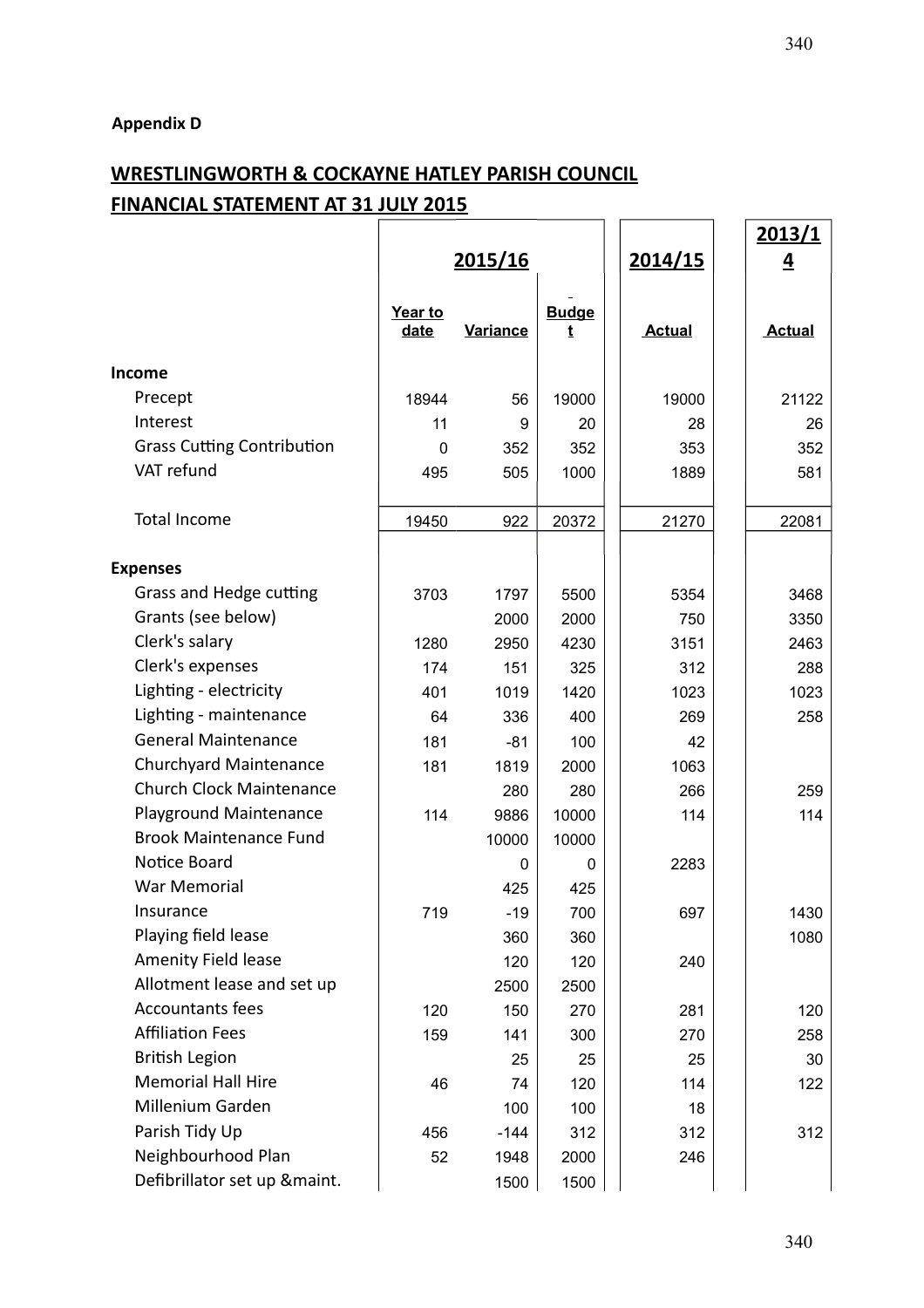Appendix D

## WRESTLINGWORTH & COCKAYNE HATLEY PARISH COUNCIL
## FINANCIAL STATEMENT AT 31 JULY 2015

| | 2015/16 | | | 2014/15 | 2013/14 |
|---|---|---|---|---|---|
| | Year to date | Variance | Budget | Actual | Actual |
| **Income** | | | | | |
| Precept | 18944 | 56 | 19000 | 19000 | 21122 |
| Interest | 11 | 9 | 20 | 28 | 26 |
| Grass Cutting Contribution | 0 | 352 | 352 | 353 | 352 |
| VAT refund | 495 | 505 | 1000 | 1889 | 581 |
| Total Income | 19450 | 922 | 20372 | 21270 | 22081 |
| **Expenses** | | | | | |
| Grass and Hedge cutting | 3703 | 1797 | 5500 | 5354 | 3468 |
| Grants (see below) | | 2000 | 2000 | 750 | 3350 |
| Clerk's salary | 1280 | 2950 | 4230 | 3151 | 2463 |
| Clerk's expenses | 174 | 151 | 325 | 312 | 288 |
| Lighting - electricity | 401 | 1019 | 1420 | 1023 | 1023 |
| Lighting - maintenance | 64 | 336 | 400 | 269 | 258 |
| General Maintenance | 181 | -81 | 100 | 42 | |
| Churchyard Maintenance | 181 | 1819 | 2000 | 1063 | |
| Church Clock Maintenance | | 280 | 280 | 266 | 259 |
| Playground Maintenance | 114 | 9886 | 10000 | 114 | 114 |
| Brook Maintenance Fund | | 10000 | 10000 | | |
| Notice Board | | 0 | 0 | 2283 | |
| War Memorial | | 425 | 425 | | |
| Insurance | 719 | -19 | 700 | 697 | 1430 |
| Playing field lease | | 360 | 360 | | 1080 |
| Amenity Field lease | | 120 | 120 | 240 | |
| Allotment lease and set up | | 2500 | 2500 | | |
| Accountants fees | 120 | 150 | 270 | 281 | 120 |
| Affiliation Fees | 159 | 141 | 300 | 270 | 258 |
| British Legion | | 25 | 25 | 25 | 30 |
| Memorial Hall Hire | 46 | 74 | 120 | 114 | 122 |
| Millenium Garden | | 100 | 100 | 18 | |
| Parish Tidy Up | 456 | -144 | 312 | 312 | 312 |
| Neighbourhood Plan | 52 | 1948 | 2000 | 246 | |
| Defibrillator set up &maint. | | 1500 | 1500 | | |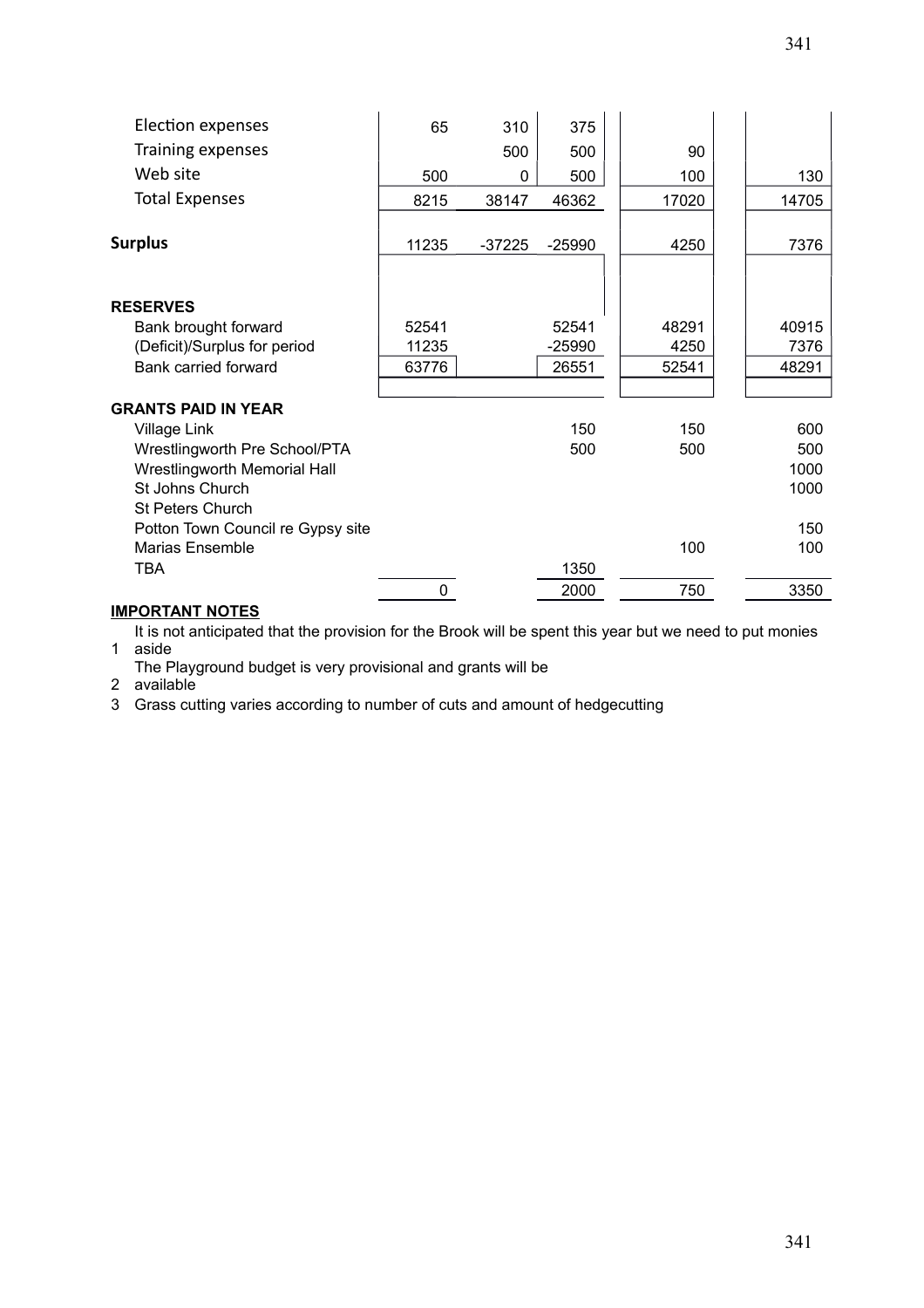| | | | | | |
|---|---|---|---|---|---|
| Election expenses | 65 | 310 | 375 | | |
| Training expenses | | 500 | 500 | 90 | |
| Web site | 500 | 0 | 500 | 100 | 130 |
| Total Expenses | 8215 | 38147 | 46362 | 17020 | 14705 |
| | | | | | |
| **Surplus** | 11235 | -37225 | -25990 | 4250 | 7376 |
| | | | | | |
| **RESERVES** | | | | | |
| Bank brought forward | 52541 | | 52541 | 48291 | 40915 |
| (Deficit)/Surplus for period | 11235 | | -25990 | 4250 | 7376 |
| Bank carried forward | 63776 | | 26551 | 52541 | 48291 |
| | | | | | |
| **GRANTS PAID IN YEAR** | | | | | |
| Village Link | | | 150 | 150 | 600 |
| Wrestlingworth Pre School/PTA | | | 500 | 500 | 500 |
| Wrestlingworth Memorial Hall | | | | | 1000 |
| St Johns Church | | | | | 1000 |
| St Peters Church | | | | | |
| Potton Town Council re Gypsy site | | | | | 150 |
| Marias Ensemble | | | | 100 | 100 |
| TBA | | | 1350 | | |
| | 0 | | 2000 | 750 | 3350 |

**IMPORTANT NOTES**

1. It is not anticipated that the provision for the Brook will be spent this year but we need to put monies aside
2. The Playground budget is very provisional and grants will be available
3. Grass cutting varies according to number of cuts and amount of hedgecutting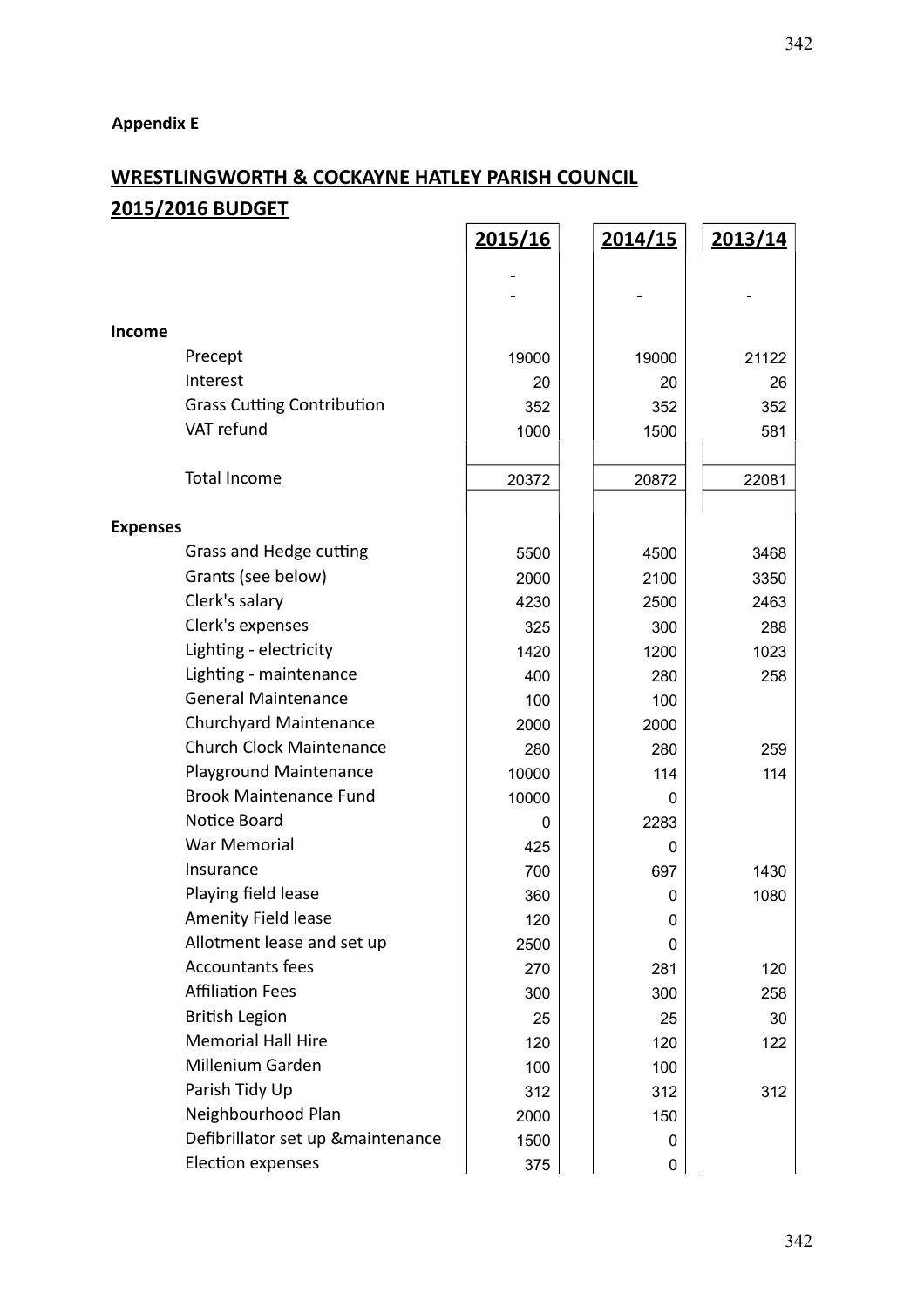**Appendix E**

## WRESTLINGWORTH & COCKAYNE HATLEY PARISH COUNCIL

## 2015/2016 BUDGET

| | 2015/16 | 2014/15 | 2013/14 |
|---|---|---|---|
| | - | | |
| | - | - | - |
| **Income** | | | |
| Precept | 19000 | 19000 | 21122 |
| Interest | 20 | 20 | 26 |
| Grass Cutting Contribution | 352 | 352 | 352 |
| VAT refund | 1000 | 1500 | 581 |
| Total Income | 20372 | 20872 | 22081 |
| **Expenses** | | | |
| Grass and Hedge cutting | 5500 | 4500 | 3468 |
| Grants (see below) | 2000 | 2100 | 3350 |
| Clerk's salary | 4230 | 2500 | 2463 |
| Clerk's expenses | 325 | 300 | 288 |
| Lighting - electricity | 1420 | 1200 | 1023 |
| Lighting - maintenance | 400 | 280 | 258 |
| General Maintenance | 100 | 100 | |
| Churchyard Maintenance | 2000 | 2000 | |
| Church Clock Maintenance | 280 | 280 | 259 |
| Playground Maintenance | 10000 | 114 | 114 |
| Brook Maintenance Fund | 10000 | 0 | |
| Notice Board | 0 | 2283 | |
| War Memorial | 425 | 0 | |
| Insurance | 700 | 697 | 1430 |
| Playing field lease | 360 | 0 | 1080 |
| Amenity Field lease | 120 | 0 | |
| Allotment lease and set up | 2500 | 0 | |
| Accountants fees | 270 | 281 | 120 |
| Affiliation Fees | 300 | 300 | 258 |
| British Legion | 25 | 25 | 30 |
| Memorial Hall Hire | 120 | 120 | 122 |
| Millenium Garden | 100 | 100 | |
| Parish Tidy Up | 312 | 312 | 312 |
| Neighbourhood Plan | 2000 | 150 | |
| Defibrillator set up &maintenance | 1500 | 0 | |
| Election expenses | 375 | 0 | |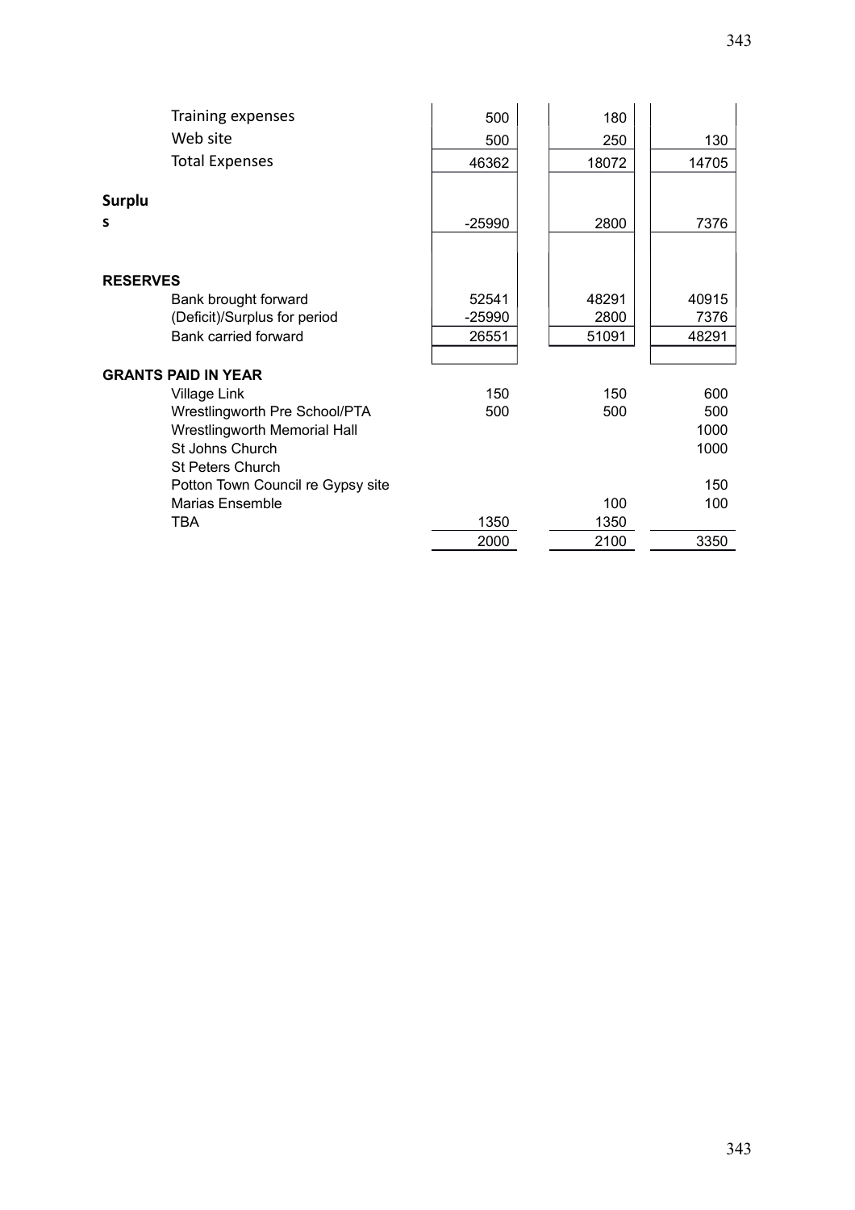| | | | |
|---|---|---|---|
| Training expenses | 500 | 180 | |
| Web site | 500 | 250 | 130 |
| Total Expenses | 46362 | 18072 | 14705 |
| **Surplus** | -25990 | 2800 | 7376 |
| **RESERVES** | | | |
| Bank brought forward | 52541 | 48291 | 40915 |
| (Deficit)/Surplus for period | -25990 | 2800 | 7376 |
| Bank carried forward | 26551 | 51091 | 48291 |
| **GRANTS PAID IN YEAR** | | | |
| Village Link | 150 | 150 | 600 |
| Wrestlingworth Pre School/PTA | 500 | 500 | 500 |
| Wrestlingworth Memorial Hall | | | 1000 |
| St Johns Church | | | 1000 |
| St Peters Church | | | |
| Potton Town Council re Gypsy site | | | 150 |
| Marias Ensemble | | 100 | 100 |
| TBA | 1350 | 1350 | |
| | 2000 | 2100 | 3350 |